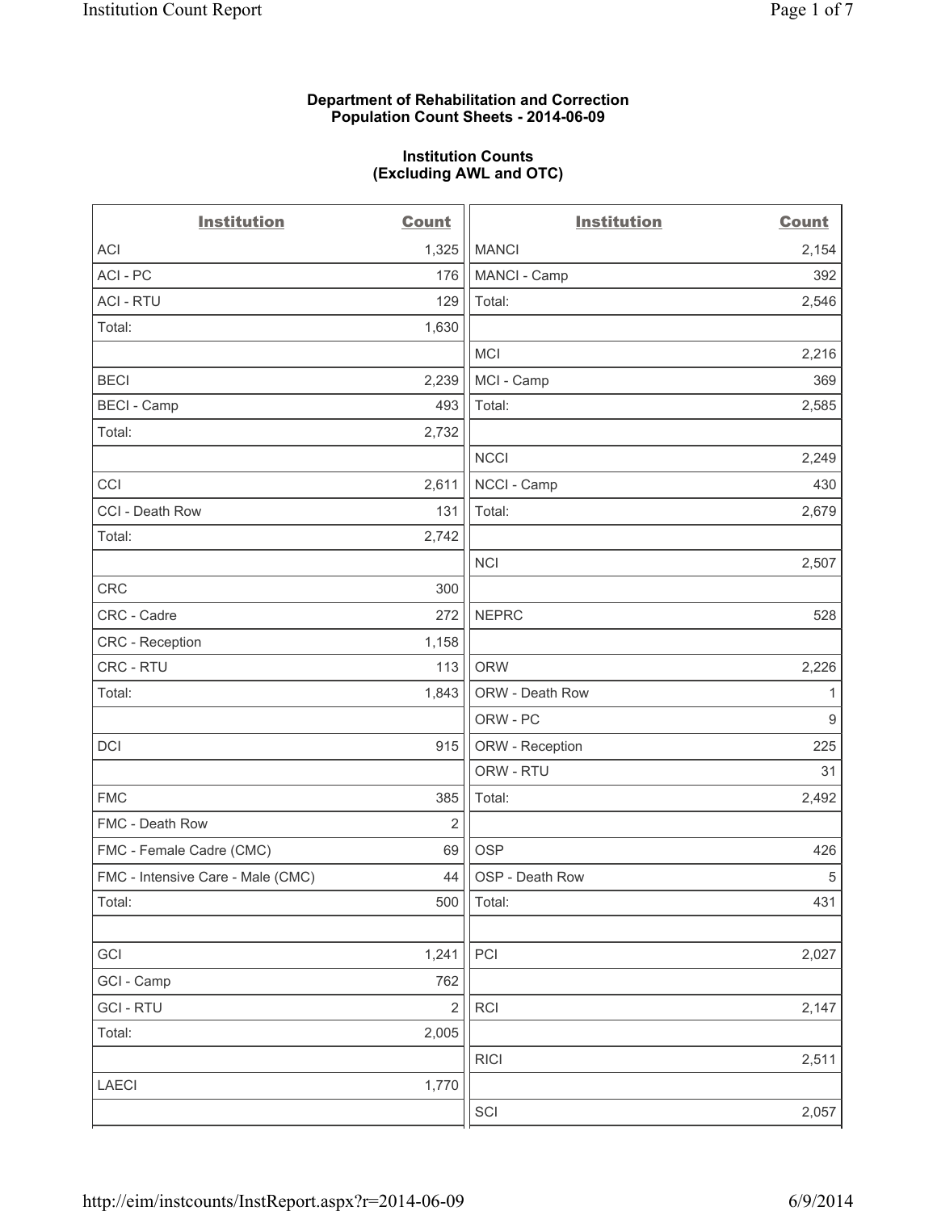**Department of Rehabilitation and Correction**
**Population Count Sheets - 2014-06-09**

**Institution Counts**
**(Excluding AWL and OTC)**

| Institution | Count |
|---|---|
| ACI | 1,325 |
| ACI - PC | 176 |
| ACI - RTU | 129 |
| Total: | 1,630 |
| | |
| BECI | 2,239 |
| BECI - Camp | 493 |
| Total: | 2,732 |
| | |
| CCI | 2,611 |
| CCI - Death Row | 131 |
| Total: | 2,742 |
| | |
| CRC | 300 |
| CRC - Cadre | 272 |
| CRC - Reception | 1,158 |
| CRC - RTU | 113 |
| Total: | 1,843 |
| | |
| DCI | 915 |
| | |
| FMC | 385 |
| FMC - Death Row | 2 |
| FMC - Female Cadre (CMC) | 69 |
| FMC - Intensive Care - Male (CMC) | 44 |
| Total: | 500 |
| | |
| GCI | 1,241 |
| GCI - Camp | 762 |
| GCI - RTU | 2 |
| Total: | 2,005 |
| | |
| LAECI | 1,770 |
| | |
| MANCI | 2,154 |
| MANCI - Camp | 392 |
| Total: | 2,546 |
| | |
| MCI | 2,216 |
| MCI - Camp | 369 |
| Total: | 2,585 |
| | |
| NCCI | 2,249 |
| NCCI - Camp | 430 |
| Total: | 2,679 |
| | |
| NCI | 2,507 |
| | |
| NEPRC | 528 |
| | |
| ORW | 2,226 |
| ORW - Death Row | 1 |
| ORW - PC | 9 |
| ORW - Reception | 225 |
| ORW - RTU | 31 |
| Total: | 2,492 |
| | |
| OSP | 426 |
| OSP - Death Row | 5 |
| Total: | 431 |
| | |
| PCI | 2,027 |
| | |
| RCI | 2,147 |
| | |
| RICI | 2,511 |
| | |
| SCI | 2,057 |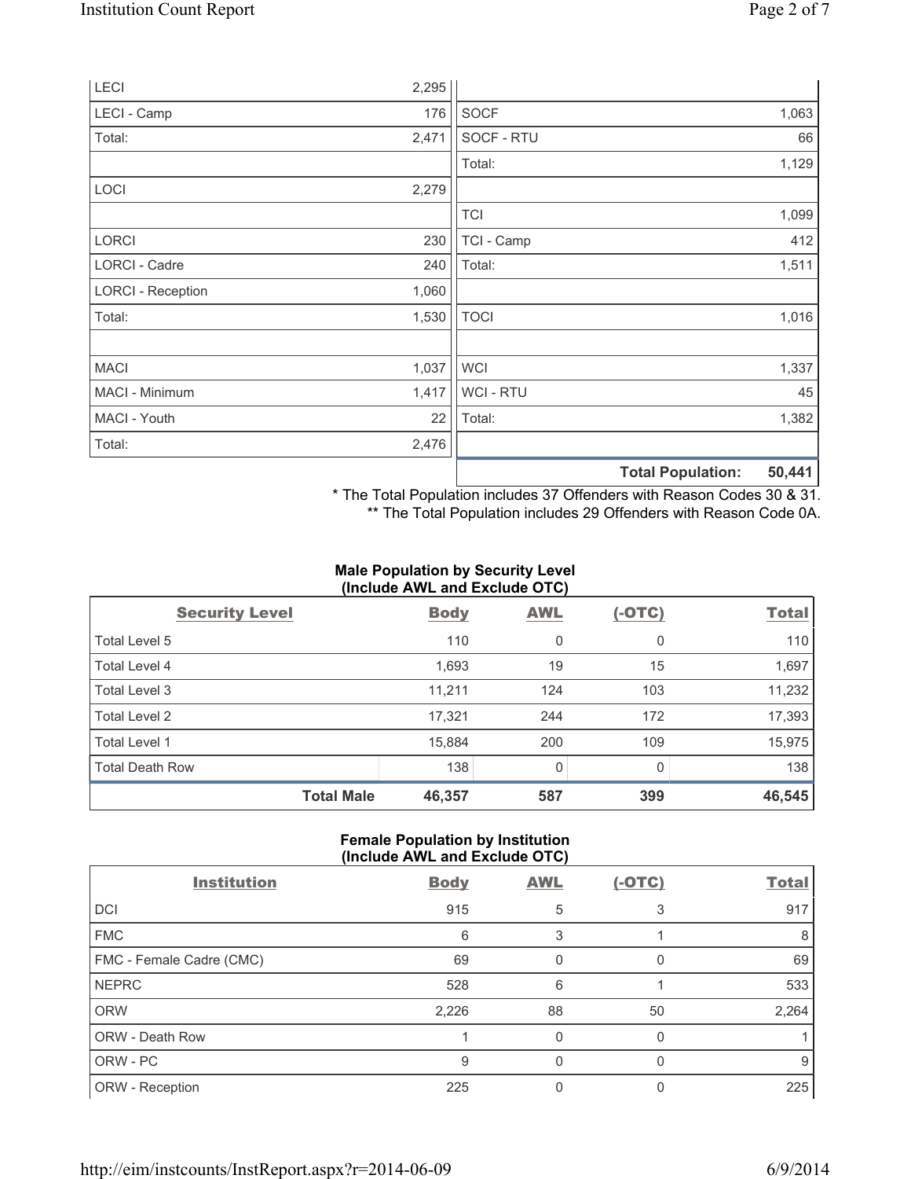| | | | |
|---|---|---|---|
| LECI | 2,295 | | |
| LECI - Camp | 176 | SOCF | 1,063 |
| Total: | 2,471 | SOCF - RTU | 66 |
| | | Total: | 1,129 |
| LOCI | 2,279 | | |
| | | TCI | 1,099 |
| LORCI | 230 | TCI - Camp | 412 |
| LORCI - Cadre | 240 | Total: | 1,511 |
| LORCI - Reception | 1,060 | | |
| Total: | 1,530 | TOCI | 1,016 |
| | | | |
| MACI | 1,037 | WCI | 1,337 |
| MACI - Minimum | 1,417 | WCI - RTU | 45 |
| MACI - Youth | 22 | Total: | 1,382 |
| Total: | 2,476 | | |
| | | **Total Population:** | **50,441** |

\* The Total Population includes 37 Offenders with Reason Codes 30 & 31.
\*\* The Total Population includes 29 Offenders with Reason Code 0A.

**Male Population by Security Level (Include AWL and Exclude OTC)**

| Security Level | Body | AWL | (-OTC) | Total |
|---|---|---|---|---|
| Total Level 5 | 110 | 0 | 0 | 110 |
| Total Level 4 | 1,693 | 19 | 15 | 1,697 |
| Total Level 3 | 11,211 | 124 | 103 | 11,232 |
| Total Level 2 | 17,321 | 244 | 172 | 17,393 |
| Total Level 1 | 15,884 | 200 | 109 | 15,975 |
| Total Death Row | 138 | 0 | 0 | 138 |
| **Total Male** | **46,357** | **587** | **399** | **46,545** |

**Female Population by Institution (Include AWL and Exclude OTC)**

| Institution | Body | AWL | (-OTC) | Total |
|---|---|---|---|---|
| DCI | 915 | 5 | 3 | 917 |
| FMC | 6 | 3 | 1 | 8 |
| FMC - Female Cadre (CMC) | 69 | 0 | 0 | 69 |
| NEPRC | 528 | 6 | 1 | 533 |
| ORW | 2,226 | 88 | 50 | 2,264 |
| ORW - Death Row | 1 | 0 | 0 | 1 |
| ORW - PC | 9 | 0 | 0 | 9 |
| ORW - Reception | 225 | 0 | 0 | 225 |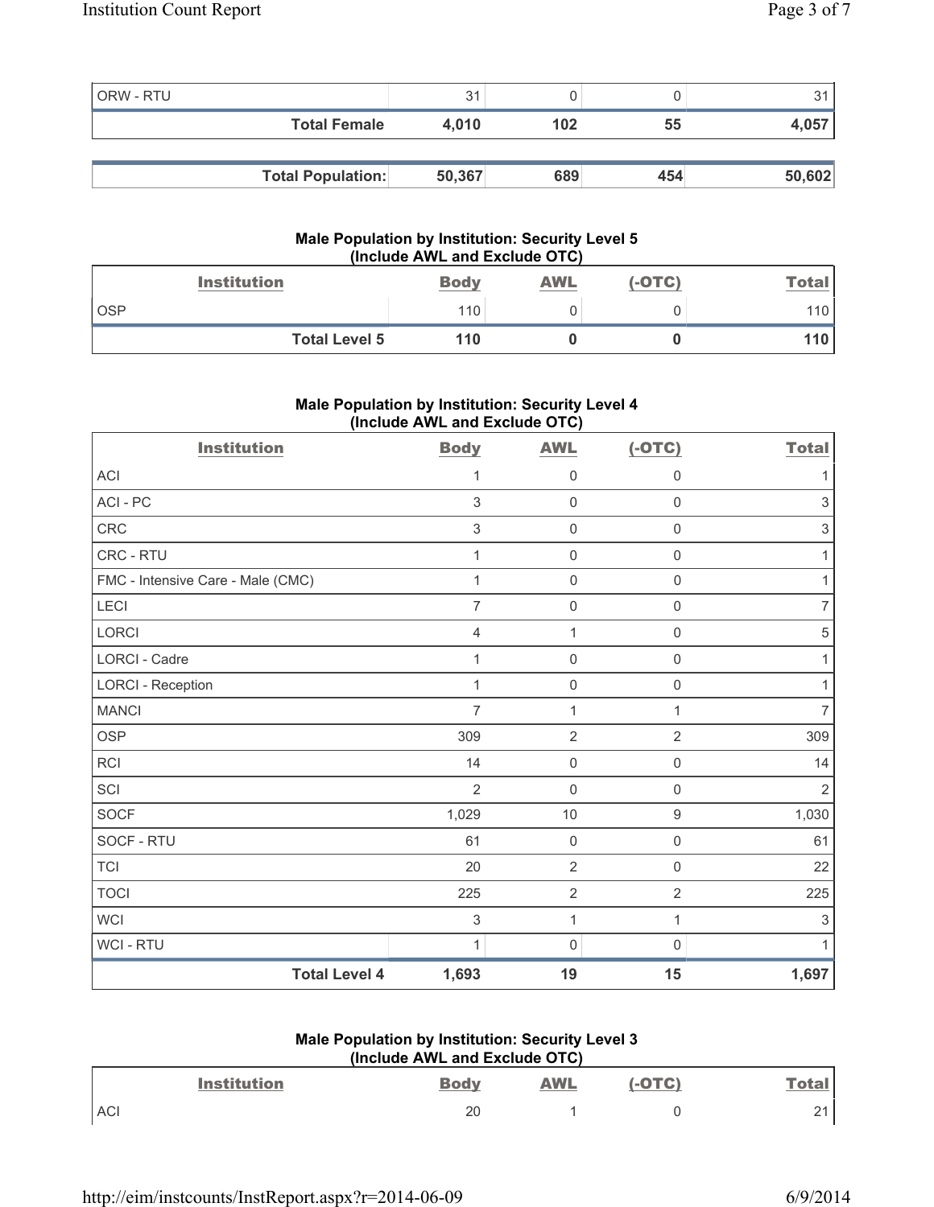| | | | | |
|---|---|---|---|---|
| ORW - RTU | 31 | 0 | 0 | 31 |
| **Total Female** | **4,010** | **102** | **55** | **4,057** |

| | | | | |
|---|---|---|---|---|
| **Total Population:** | **50,367** | **689** | **454** | **50,602** |

### Male Population by Institution: Security Level 5 (Include AWL and Exclude OTC)

| Institution | Body | AWL | (-OTC) | Total |
|---|---|---|---|---|
| OSP | 110 | 0 | 0 | 110 |
| **Total Level 5** | **110** | **0** | **0** | **110** |

### Male Population by Institution: Security Level 4 (Include AWL and Exclude OTC)

| Institution | Body | AWL | (-OTC) | Total |
|---|---|---|---|---|
| ACI | 1 | 0 | 0 | 1 |
| ACI - PC | 3 | 0 | 0 | 3 |
| CRC | 3 | 0 | 0 | 3 |
| CRC - RTU | 1 | 0 | 0 | 1 |
| FMC - Intensive Care - Male (CMC) | 1 | 0 | 0 | 1 |
| LECI | 7 | 0 | 0 | 7 |
| LORCI | 4 | 1 | 0 | 5 |
| LORCI - Cadre | 1 | 0 | 0 | 1 |
| LORCI - Reception | 1 | 0 | 0 | 1 |
| MANCI | 7 | 1 | 1 | 7 |
| OSP | 309 | 2 | 2 | 309 |
| RCI | 14 | 0 | 0 | 14 |
| SCI | 2 | 0 | 0 | 2 |
| SOCF | 1,029 | 10 | 9 | 1,030 |
| SOCF - RTU | 61 | 0 | 0 | 61 |
| TCI | 20 | 2 | 0 | 22 |
| TOCI | 225 | 2 | 2 | 225 |
| WCI | 3 | 1 | 1 | 3 |
| WCI - RTU | 1 | 0 | 0 | 1 |
| **Total Level 4** | **1,693** | **19** | **15** | **1,697** |

### Male Population by Institution: Security Level 3 (Include AWL and Exclude OTC)

| Institution | Body | AWL | (-OTC) | Total |
|---|---|---|---|---|
| ACI | 20 | 1 | 0 | 21 |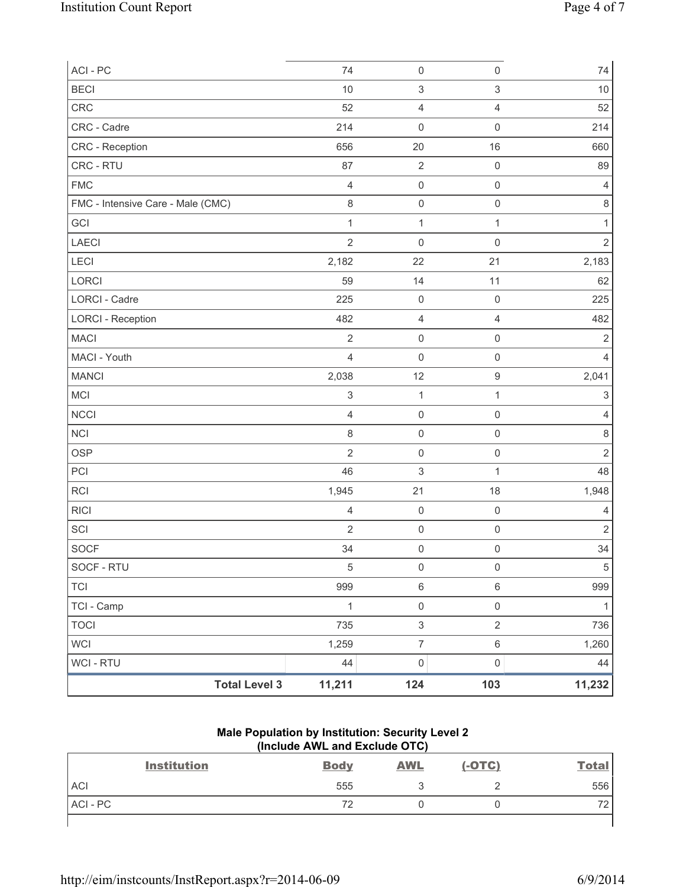| | | | | |
|---|---|---|---|---|
| ACI - PC | 74 | 0 | 0 | 74 |
| BECI | 10 | 3 | 3 | 10 |
| CRC | 52 | 4 | 4 | 52 |
| CRC - Cadre | 214 | 0 | 0 | 214 |
| CRC - Reception | 656 | 20 | 16 | 660 |
| CRC - RTU | 87 | 2 | 0 | 89 |
| FMC | 4 | 0 | 0 | 4 |
| FMC - Intensive Care - Male (CMC) | 8 | 0 | 0 | 8 |
| GCI | 1 | 1 | 1 | 1 |
| LAECI | 2 | 0 | 0 | 2 |
| LECI | 2,182 | 22 | 21 | 2,183 |
| LORCI | 59 | 14 | 11 | 62 |
| LORCI - Cadre | 225 | 0 | 0 | 225 |
| LORCI - Reception | 482 | 4 | 4 | 482 |
| MACI | 2 | 0 | 0 | 2 |
| MACI - Youth | 4 | 0 | 0 | 4 |
| MANCI | 2,038 | 12 | 9 | 2,041 |
| MCI | 3 | 1 | 1 | 3 |
| NCCI | 4 | 0 | 0 | 4 |
| NCI | 8 | 0 | 0 | 8 |
| OSP | 2 | 0 | 0 | 2 |
| PCI | 46 | 3 | 1 | 48 |
| RCI | 1,945 | 21 | 18 | 1,948 |
| RICI | 4 | 0 | 0 | 4 |
| SCI | 2 | 0 | 0 | 2 |
| SOCF | 34 | 0 | 0 | 34 |
| SOCF - RTU | 5 | 0 | 0 | 5 |
| TCI | 999 | 6 | 6 | 999 |
| TCI - Camp | 1 | 0 | 0 | 1 |
| TOCI | 735 | 3 | 2 | 736 |
| WCI | 1,259 | 7 | 6 | 1,260 |
| WCI - RTU | 44 | 0 | 0 | 44 |
| **Total Level 3** | **11,211** | **124** | **103** | **11,232** |

### Male Population by Institution: Security Level 2
### (Include AWL and Exclude OTC)

| Institution | Body | AWL | (-OTC) | Total |
|---|---|---|---|---|
| ACI | 555 | 3 | 2 | 556 |
| ACI - PC | 72 | 0 | 0 | 72 |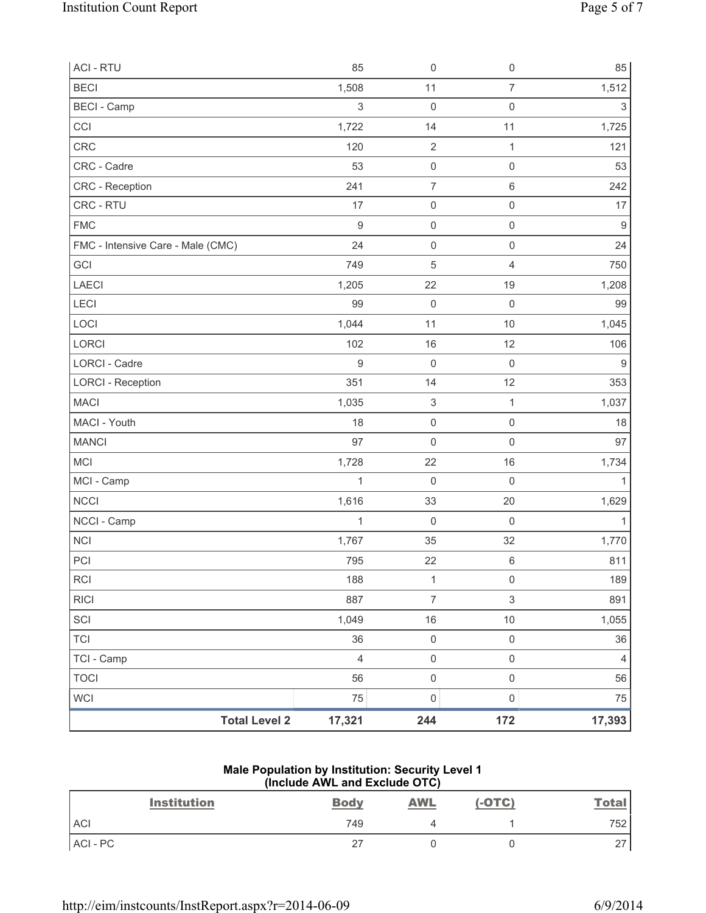| | | | | |
|---|---|---|---|---|
| ACI - RTU | 85 | 0 | 0 | 85 |
| BECI | 1,508 | 11 | 7 | 1,512 |
| BECI - Camp | 3 | 0 | 0 | 3 |
| CCI | 1,722 | 14 | 11 | 1,725 |
| CRC | 120 | 2 | 1 | 121 |
| CRC - Cadre | 53 | 0 | 0 | 53 |
| CRC - Reception | 241 | 7 | 6 | 242 |
| CRC - RTU | 17 | 0 | 0 | 17 |
| FMC | 9 | 0 | 0 | 9 |
| FMC - Intensive Care - Male (CMC) | 24 | 0 | 0 | 24 |
| GCI | 749 | 5 | 4 | 750 |
| LAECI | 1,205 | 22 | 19 | 1,208 |
| LECI | 99 | 0 | 0 | 99 |
| LOCI | 1,044 | 11 | 10 | 1,045 |
| LORCI | 102 | 16 | 12 | 106 |
| LORCI - Cadre | 9 | 0 | 0 | 9 |
| LORCI - Reception | 351 | 14 | 12 | 353 |
| MACI | 1,035 | 3 | 1 | 1,037 |
| MACI - Youth | 18 | 0 | 0 | 18 |
| MANCI | 97 | 0 | 0 | 97 |
| MCI | 1,728 | 22 | 16 | 1,734 |
| MCI - Camp | 1 | 0 | 0 | 1 |
| NCCI | 1,616 | 33 | 20 | 1,629 |
| NCCI - Camp | 1 | 0 | 0 | 1 |
| NCI | 1,767 | 35 | 32 | 1,770 |
| PCI | 795 | 22 | 6 | 811 |
| RCI | 188 | 1 | 0 | 189 |
| RICI | 887 | 7 | 3 | 891 |
| SCI | 1,049 | 16 | 10 | 1,055 |
| TCI | 36 | 0 | 0 | 36 |
| TCI - Camp | 4 | 0 | 0 | 4 |
| TOCI | 56 | 0 | 0 | 56 |
| WCI | 75 | 0 | 0 | 75 |
| **Total Level 2** | **17,321** | **244** | **172** | **17,393** |

**Male Population by Institution: Security Level 1**
**(Include AWL and Exclude OTC)**

| Institution | Body | AWL | (-OTC) | Total |
|---|---|---|---|---|
| ACI | 749 | 4 | 1 | 752 |
| ACI - PC | 27 | 0 | 0 | 27 |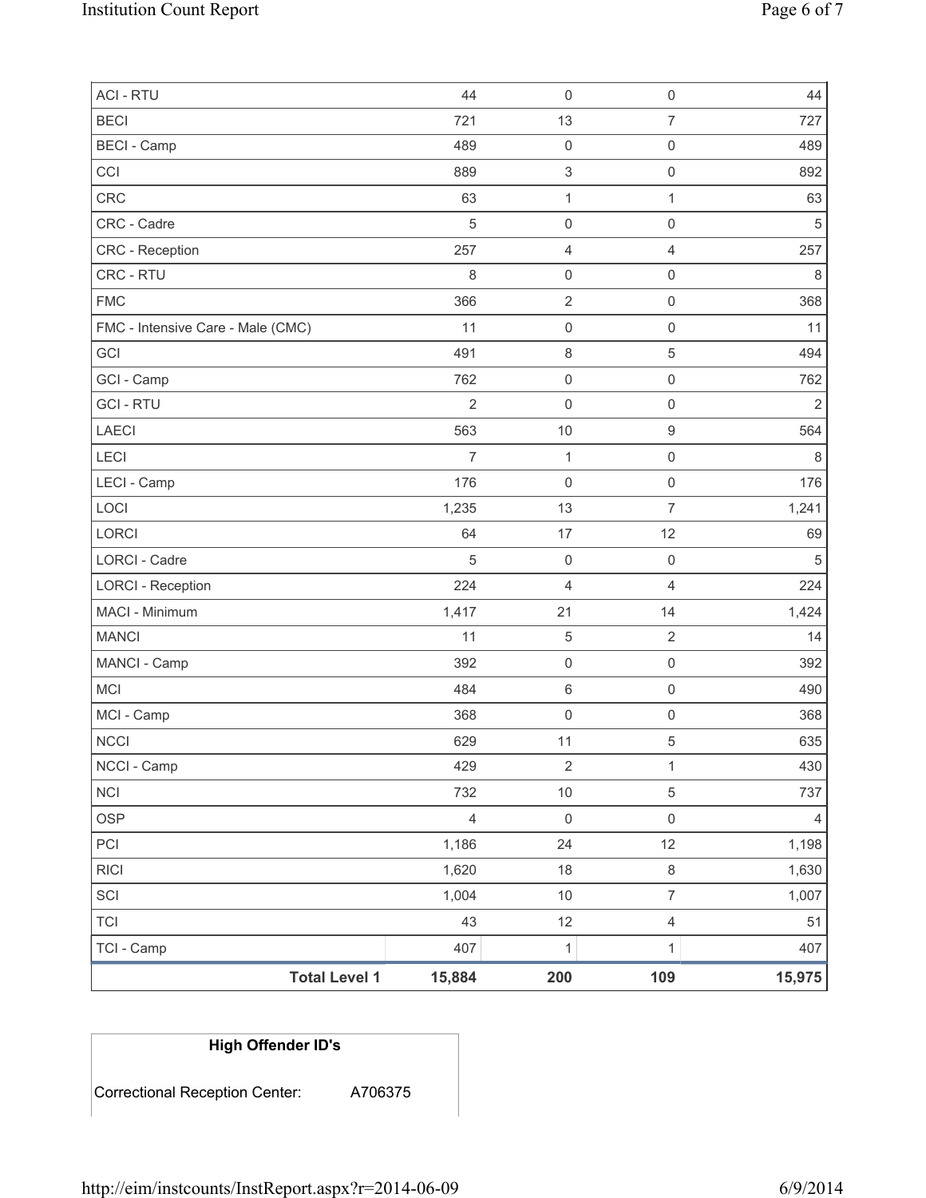| | | | | |
|---|---|---|---|---|
| ACI - RTU | 44 | 0 | 0 | 44 |
| BECI | 721 | 13 | 7 | 727 |
| BECI - Camp | 489 | 0 | 0 | 489 |
| CCI | 889 | 3 | 0 | 892 |
| CRC | 63 | 1 | 1 | 63 |
| CRC - Cadre | 5 | 0 | 0 | 5 |
| CRC - Reception | 257 | 4 | 4 | 257 |
| CRC - RTU | 8 | 0 | 0 | 8 |
| FMC | 366 | 2 | 0 | 368 |
| FMC - Intensive Care - Male (CMC) | 11 | 0 | 0 | 11 |
| GCI | 491 | 8 | 5 | 494 |
| GCI - Camp | 762 | 0 | 0 | 762 |
| GCI - RTU | 2 | 0 | 0 | 2 |
| LAECI | 563 | 10 | 9 | 564 |
| LECI | 7 | 1 | 0 | 8 |
| LECI - Camp | 176 | 0 | 0 | 176 |
| LOCI | 1,235 | 13 | 7 | 1,241 |
| LORCI | 64 | 17 | 12 | 69 |
| LORCI - Cadre | 5 | 0 | 0 | 5 |
| LORCI - Reception | 224 | 4 | 4 | 224 |
| MACI - Minimum | 1,417 | 21 | 14 | 1,424 |
| MANCI | 11 | 5 | 2 | 14 |
| MANCI - Camp | 392 | 0 | 0 | 392 |
| MCI | 484 | 6 | 0 | 490 |
| MCI - Camp | 368 | 0 | 0 | 368 |
| NCCI | 629 | 11 | 5 | 635 |
| NCCI - Camp | 429 | 2 | 1 | 430 |
| NCI | 732 | 10 | 5 | 737 |
| OSP | 4 | 0 | 0 | 4 |
| PCI | 1,186 | 24 | 12 | 1,198 |
| RICI | 1,620 | 18 | 8 | 1,630 |
| SCI | 1,004 | 10 | 7 | 1,007 |
| TCI | 43 | 12 | 4 | 51 |
| TCI - Camp | 407 | 1 | 1 | 407 |
| **Total Level 1** | **15,884** | **200** | **109** | **15,975** |

| High Offender ID's | |
|---|---|
| Correctional Reception Center: | A706375 |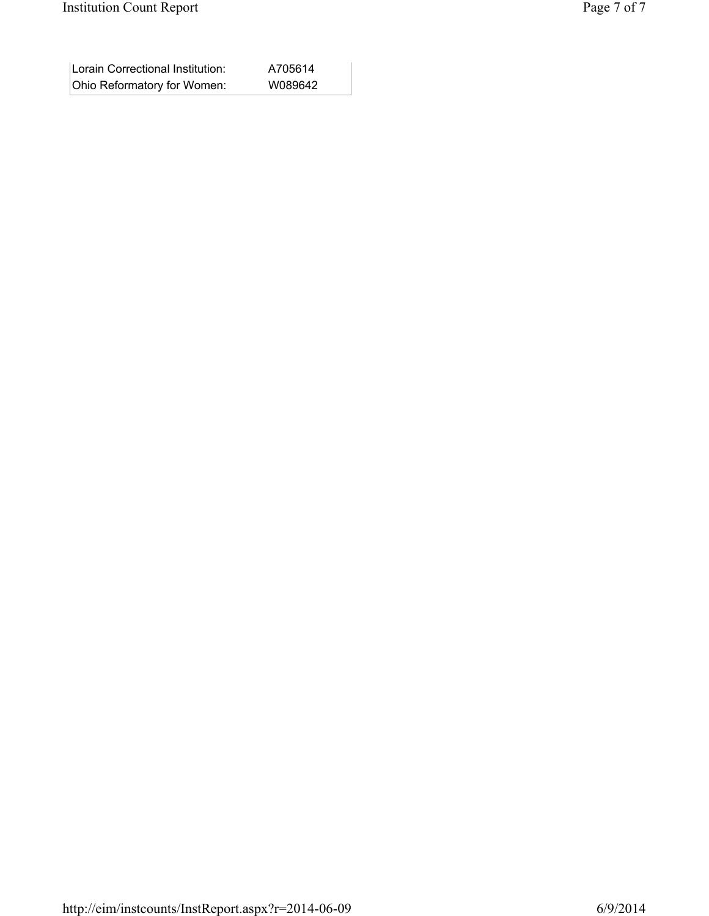| | |
|---|---|
| Lorain Correctional Institution: | A705614 |
| Ohio Reformatory for Women: | W089642 |